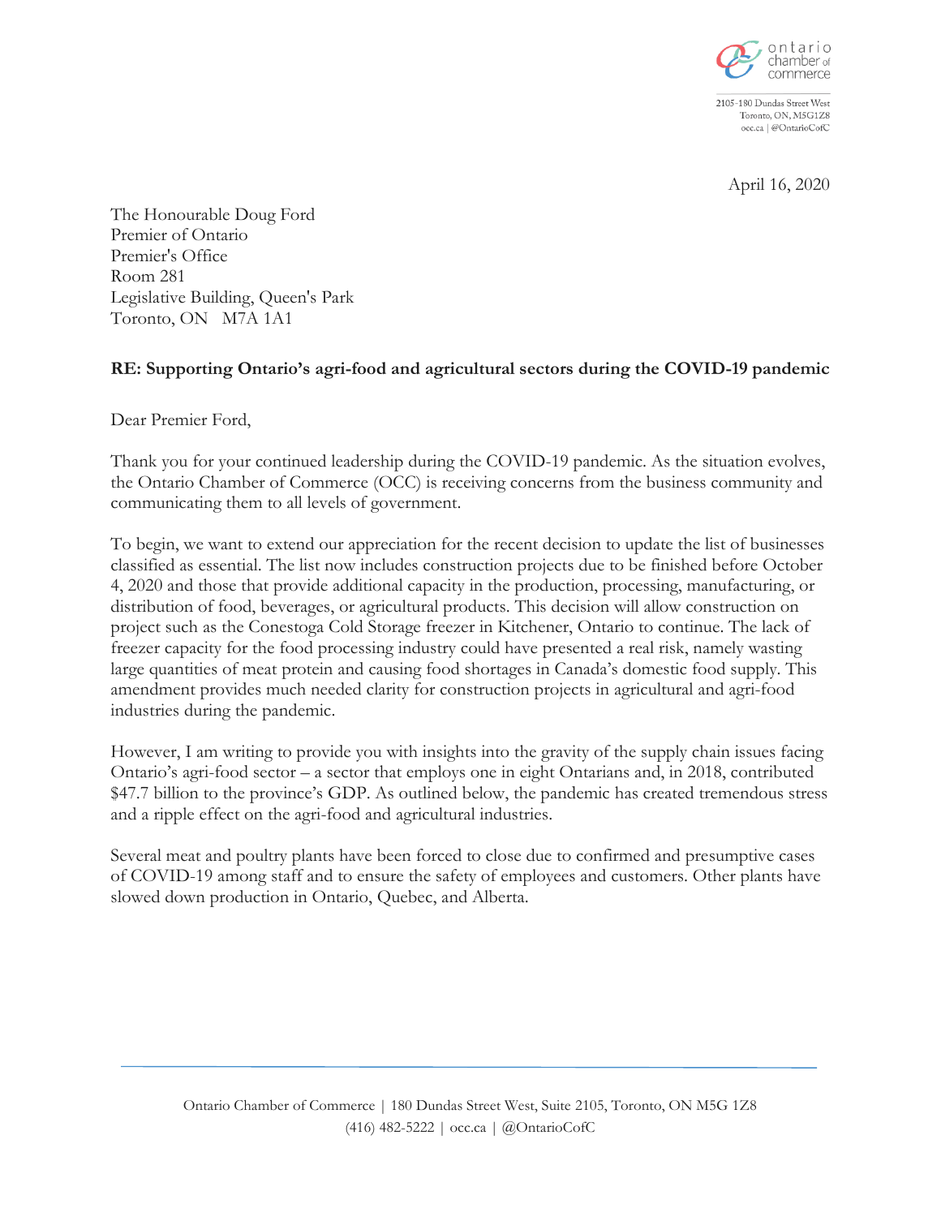ontario chamber of commerce

2105-180 Dundas Street West
Toronto, ON, M5G1Z8
occ.ca | @OntarioCofC

April 16, 2020

The Honourable Doug Ford
Premier of Ontario
Premier's Office
Room 281
Legislative Building, Queen's Park
Toronto, ON M7A 1A1

**RE: Supporting Ontario's agri-food and agricultural sectors during the COVID-19 pandemic**

Dear Premier Ford,

Thank you for your continued leadership during the COVID-19 pandemic. As the situation evolves, the Ontario Chamber of Commerce (OCC) is receiving concerns from the business community and communicating them to all levels of government.

To begin, we want to extend our appreciation for the recent decision to update the list of businesses classified as essential. The list now includes construction projects due to be finished before October 4, 2020 and those that provide additional capacity in the production, processing, manufacturing, or distribution of food, beverages, or agricultural products. This decision will allow construction on project such as the Conestoga Cold Storage freezer in Kitchener, Ontario to continue. The lack of freezer capacity for the food processing industry could have presented a real risk, namely wasting large quantities of meat protein and causing food shortages in Canada's domestic food supply. This amendment provides much needed clarity for construction projects in agricultural and agri-food industries during the pandemic.

However, I am writing to provide you with insights into the gravity of the supply chain issues facing Ontario's agri-food sector – a sector that employs one in eight Ontarians and, in 2018, contributed $47.7 billion to the province's GDP. As outlined below, the pandemic has created tremendous stress and a ripple effect on the agri-food and agricultural industries.

Several meat and poultry plants have been forced to close due to confirmed and presumptive cases of COVID-19 among staff and to ensure the safety of employees and customers. Other plants have slowed down production in Ontario, Quebec, and Alberta.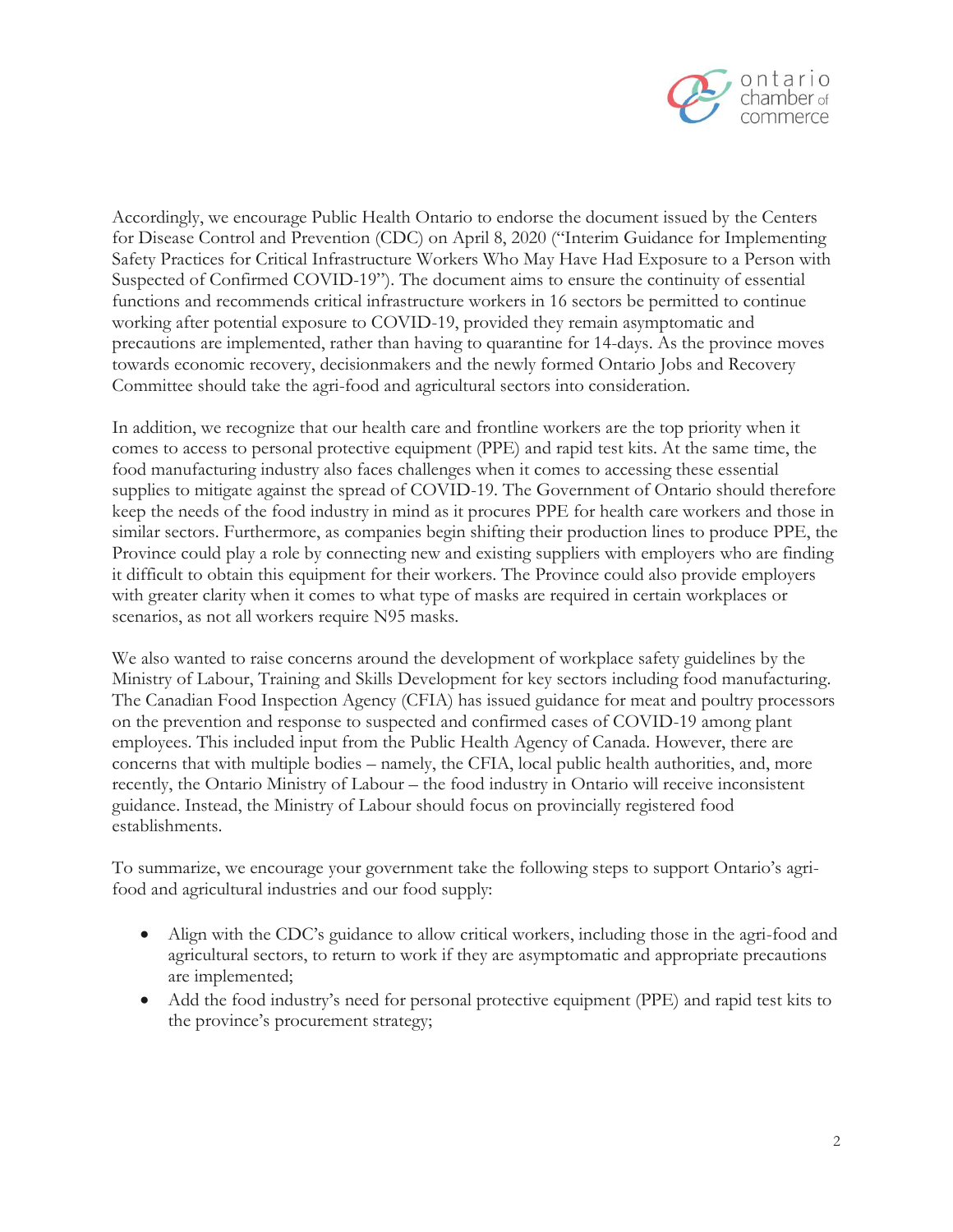Accordingly, we encourage Public Health Ontario to endorse the document issued by the Centers for Disease Control and Prevention (CDC) on April 8, 2020 ("Interim Guidance for Implementing Safety Practices for Critical Infrastructure Workers Who May Have Had Exposure to a Person with Suspected of Confirmed COVID-19"). The document aims to ensure the continuity of essential functions and recommends critical infrastructure workers in 16 sectors be permitted to continue working after potential exposure to COVID-19, provided they remain asymptomatic and precautions are implemented, rather than having to quarantine for 14-days. As the province moves towards economic recovery, decisionmakers and the newly formed Ontario Jobs and Recovery Committee should take the agri-food and agricultural sectors into consideration.

In addition, we recognize that our health care and frontline workers are the top priority when it comes to access to personal protective equipment (PPE) and rapid test kits. At the same time, the food manufacturing industry also faces challenges when it comes to accessing these essential supplies to mitigate against the spread of COVID-19. The Government of Ontario should therefore keep the needs of the food industry in mind as it procures PPE for health care workers and those in similar sectors. Furthermore, as companies begin shifting their production lines to produce PPE, the Province could play a role by connecting new and existing suppliers with employers who are finding it difficult to obtain this equipment for their workers. The Province could also provide employers with greater clarity when it comes to what type of masks are required in certain workplaces or scenarios, as not all workers require N95 masks.

We also wanted to raise concerns around the development of workplace safety guidelines by the Ministry of Labour, Training and Skills Development for key sectors including food manufacturing. The Canadian Food Inspection Agency (CFIA) has issued guidance for meat and poultry processors on the prevention and response to suspected and confirmed cases of COVID-19 among plant employees. This included input from the Public Health Agency of Canada. However, there are concerns that with multiple bodies – namely, the CFIA, local public health authorities, and, more recently, the Ontario Ministry of Labour – the food industry in Ontario will receive inconsistent guidance. Instead, the Ministry of Labour should focus on provincially registered food establishments.

To summarize, we encourage your government take the following steps to support Ontario's agri-food and agricultural industries and our food supply:

- Align with the CDC's guidance to allow critical workers, including those in the agri-food and agricultural sectors, to return to work if they are asymptomatic and appropriate precautions are implemented;
- Add the food industry's need for personal protective equipment (PPE) and rapid test kits to the province's procurement strategy;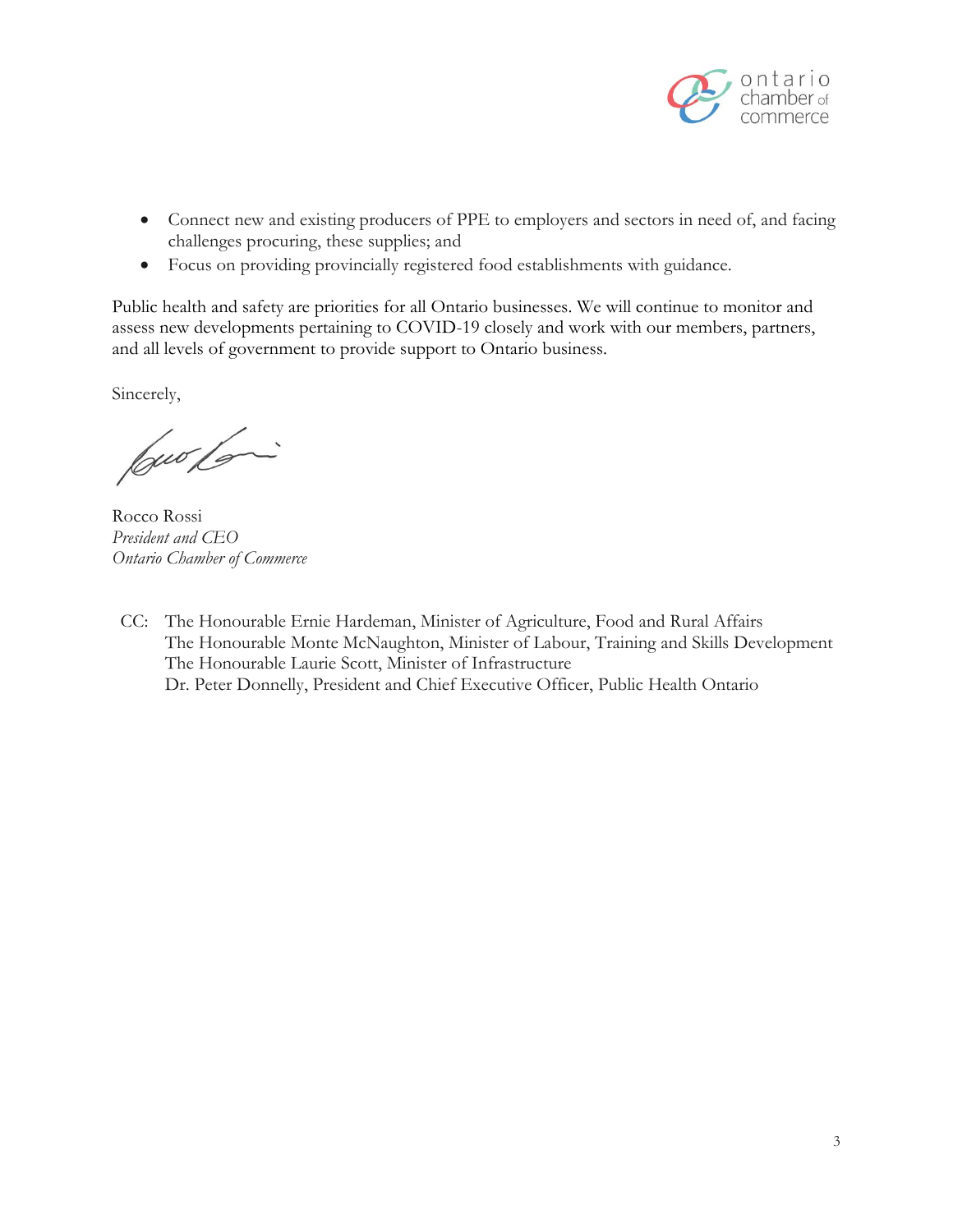- Connect new and existing producers of PPE to employers and sectors in need of, and facing challenges procuring, these supplies; and
- Focus on providing provincially registered food establishments with guidance.

Public health and safety are priorities for all Ontario businesses. We will continue to monitor and assess new developments pertaining to COVID-19 closely and work with our members, partners, and all levels of government to provide support to Ontario business.

Sincerely,

Rocco Rossi
*President and CEO*
*Ontario Chamber of Commerce*

CC: The Honourable Ernie Hardeman, Minister of Agriculture, Food and Rural Affairs
The Honourable Monte McNaughton, Minister of Labour, Training and Skills Development
The Honourable Laurie Scott, Minister of Infrastructure
Dr. Peter Donnelly, President and Chief Executive Officer, Public Health Ontario